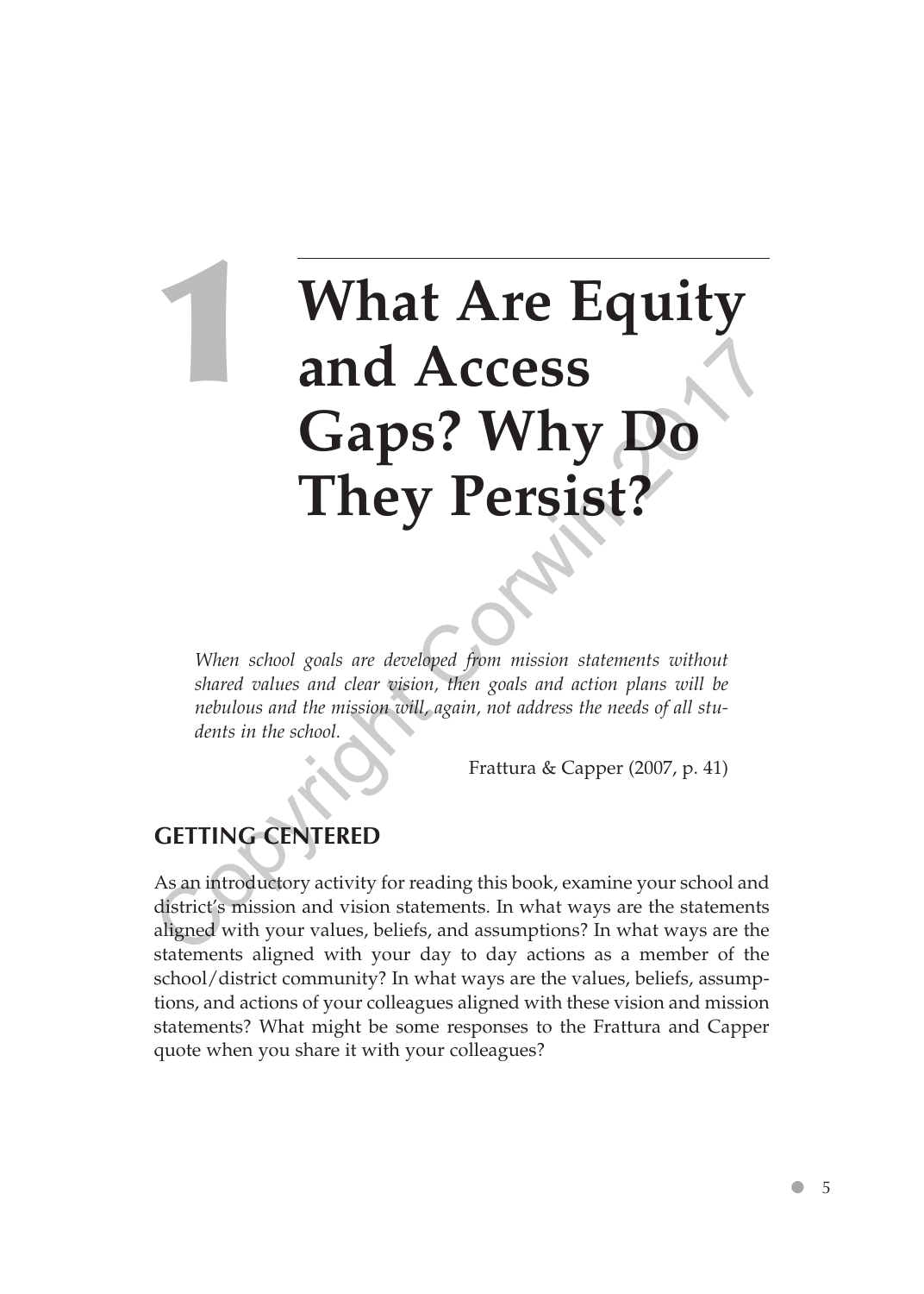# 1 What Are Equity and Access Gaps? Why Do They Persist?

*When school goals are developed from mission statements without shared values and clear vision, then goals and action plans will be nebulous and the mission will, again, not address the needs of all students in the school.*

Frattura & Capper (2007, p. 41)

## GETTING CENTERED

As an introductory activity for reading this book, examine your school and district's mission and vision statements. In what ways are the statements aligned with your values, beliefs, and assumptions? In what ways are the statements aligned with your day to day actions as a member of the school/district community? In what ways are the values, beliefs, assumptions, and actions of your colleagues aligned with these vision and mission statements? What might be some responses to the Frattura and Capper quote when you share it with your colleagues?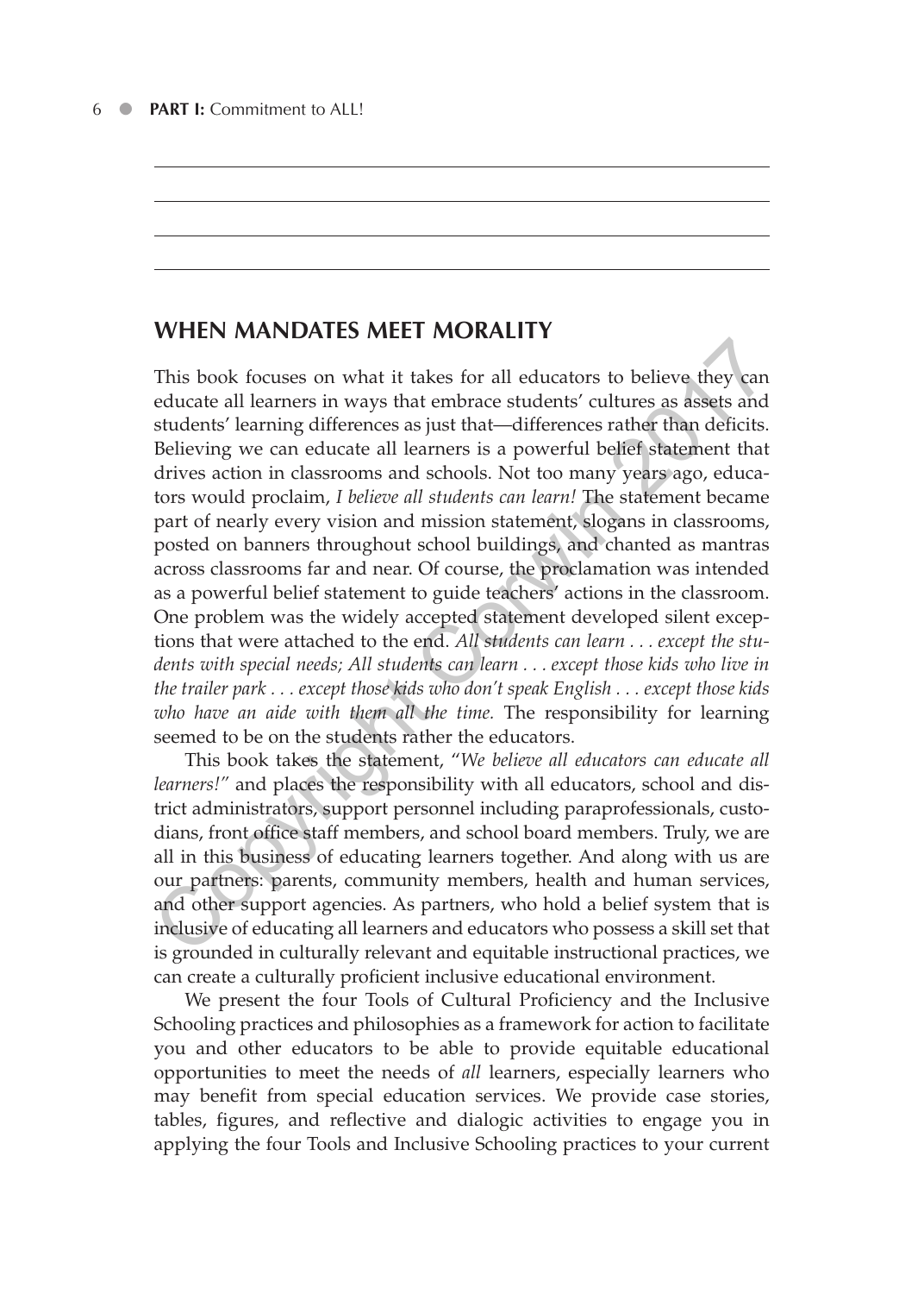## WHEN MANDATES MEET MORALITY

This book focuses on what it takes for all educators to believe they can educate all learners in ways that embrace students' cultures as assets and students' learning differences as just that—differences rather than deficits. Believing we can educate all learners is a powerful belief statement that drives action in classrooms and schools. Not too many years ago, educators would proclaim, *I believe all students can learn!* The statement became part of nearly every vision and mission statement, slogans in classrooms, posted on banners throughout school buildings, and chanted as mantras across classrooms far and near. Of course, the proclamation was intended as a powerful belief statement to guide teachers' actions in the classroom. One problem was the widely accepted statement developed silent exceptions that were attached to the end. *All students can learn . . . except the students with special needs; All students can learn . . . except those kids who live in the trailer park . . . except those kids who don't speak English . . . except those kids who have an aide with them all the time.* The responsibility for learning seemed to be on the students rather the educators.

This book takes the statement, "*We believe all educators can educate all learners!*" and places the responsibility with all educators, school and district administrators, support personnel including paraprofessionals, custodians, front office staff members, and school board members. Truly, we are all in this business of educating learners together. And along with us are our partners: parents, community members, health and human services, and other support agencies. As partners, who hold a belief system that is inclusive of educating all learners and educators who possess a skill set that is grounded in culturally relevant and equitable instructional practices, we can create a culturally proficient inclusive educational environment.

We present the four Tools of Cultural Proficiency and the Inclusive Schooling practices and philosophies as a framework for action to facilitate you and other educators to be able to provide equitable educational opportunities to meet the needs of *all* learners, especially learners who may benefit from special education services. We provide case stories, tables, figures, and reflective and dialogic activities to engage you in applying the four Tools and Inclusive Schooling practices to your current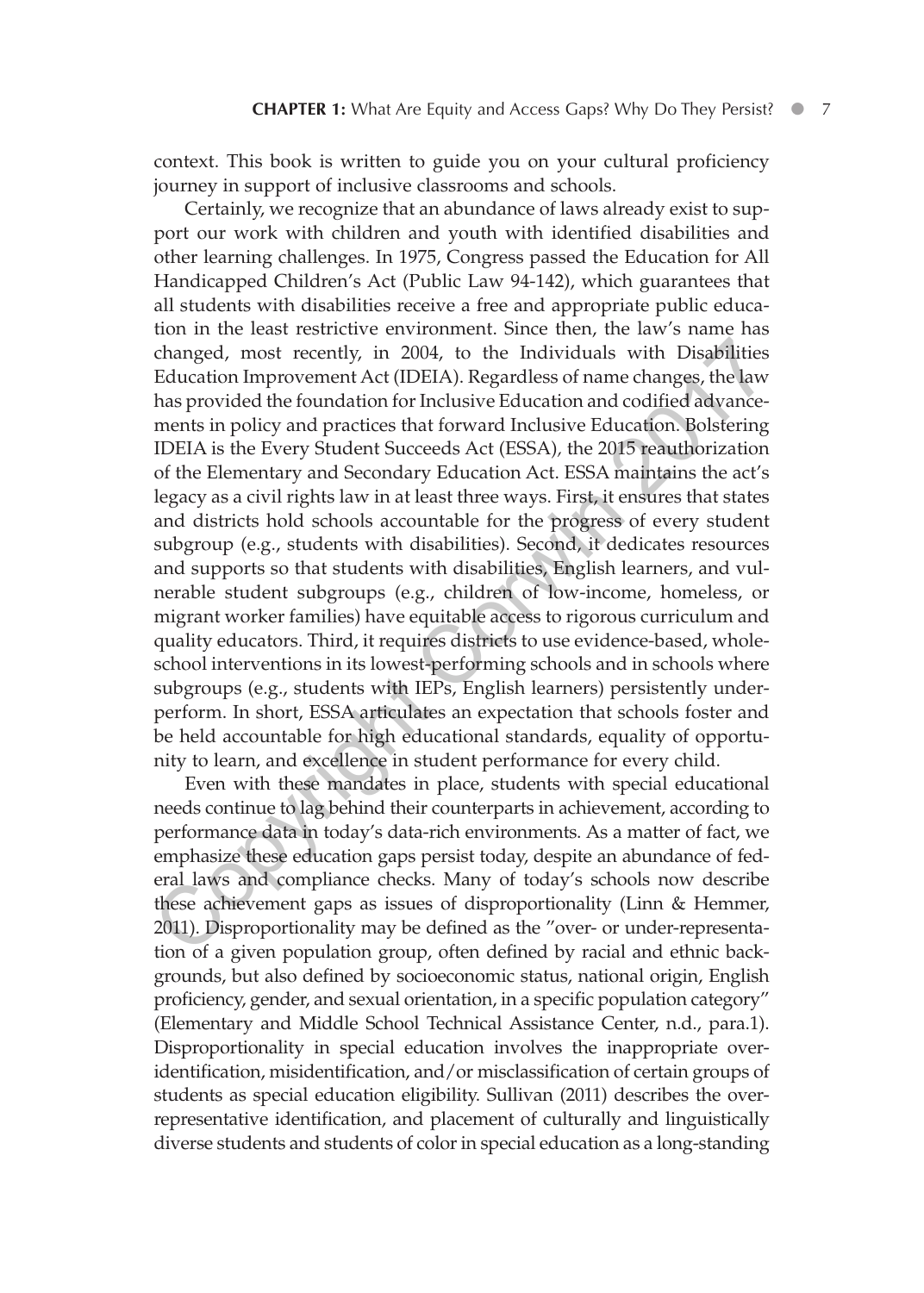context. This book is written to guide you on your cultural proficiency journey in support of inclusive classrooms and schools.

Certainly, we recognize that an abundance of laws already exist to support our work with children and youth with identified disabilities and other learning challenges. In 1975, Congress passed the Education for All Handicapped Children's Act (Public Law 94-142), which guarantees that all students with disabilities receive a free and appropriate public education in the least restrictive environment. Since then, the law's name has changed, most recently, in 2004, to the Individuals with Disabilities Education Improvement Act (IDEIA). Regardless of name changes, the law has provided the foundation for Inclusive Education and codified advancements in policy and practices that forward Inclusive Education. Bolstering IDEIA is the Every Student Succeeds Act (ESSA), the 2015 reauthorization of the Elementary and Secondary Education Act. ESSA maintains the act's legacy as a civil rights law in at least three ways. First, it ensures that states and districts hold schools accountable for the progress of every student subgroup (e.g., students with disabilities). Second, it dedicates resources and supports so that students with disabilities, English learners, and vulnerable student subgroups (e.g., children of low-income, homeless, or migrant worker families) have equitable access to rigorous curriculum and quality educators. Third, it requires districts to use evidence-based, whole-school interventions in its lowest-performing schools and in schools where subgroups (e.g., students with IEPs, English learners) persistently underperform. In short, ESSA articulates an expectation that schools foster and be held accountable for high educational standards, equality of opportunity to learn, and excellence in student performance for every child.

Even with these mandates in place, students with special educational needs continue to lag behind their counterparts in achievement, according to performance data in today's data-rich environments. As a matter of fact, we emphasize these education gaps persist today, despite an abundance of federal laws and compliance checks. Many of today's schools now describe these achievement gaps as issues of disproportionality (Linn & Hemmer, 2011). Disproportionality may be defined as the "over- or under-representation of a given population group, often defined by racial and ethnic backgrounds, but also defined by socioeconomic status, national origin, English proficiency, gender, and sexual orientation, in a specific population category" (Elementary and Middle School Technical Assistance Center, n.d., para.1). Disproportionality in special education involves the inappropriate over-identification, misidentification, and/or misclassification of certain groups of students as special education eligibility. Sullivan (2011) describes the over-representative identification, and placement of culturally and linguistically diverse students and students of color in special education as a long-standing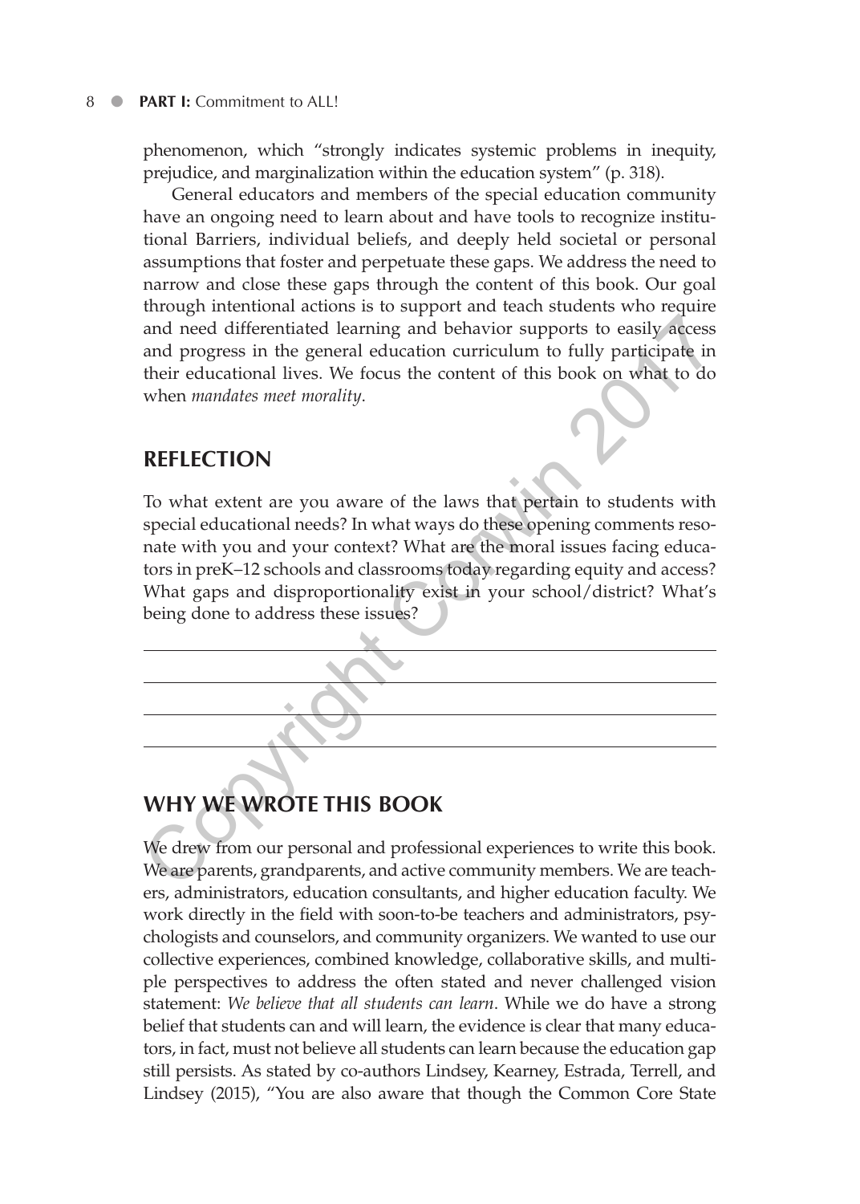phenomenon, which "strongly indicates systemic problems in inequity, prejudice, and marginalization within the education system" (p. 318).

General educators and members of the special education community have an ongoing need to learn about and have tools to recognize institutional Barriers, individual beliefs, and deeply held societal or personal assumptions that foster and perpetuate these gaps. We address the need to narrow and close these gaps through the content of this book. Our goal through intentional actions is to support and teach students who require and need differentiated learning and behavior supports to easily access and progress in the general education curriculum to fully participate in their educational lives. We focus the content of this book on what to do when *mandates meet morality*.

## REFLECTION

To what extent are you aware of the laws that pertain to students with special educational needs? In what ways do these opening comments resonate with you and your context? What are the moral issues facing educators in preK–12 schools and classrooms today regarding equity and access? What gaps and disproportionality exist in your school/district? What's being done to address these issues?

## WHY WE WROTE THIS BOOK

We drew from our personal and professional experiences to write this book. We are parents, grandparents, and active community members. We are teachers, administrators, education consultants, and higher education faculty. We work directly in the field with soon-to-be teachers and administrators, psychologists and counselors, and community organizers. We wanted to use our collective experiences, combined knowledge, collaborative skills, and multiple perspectives to address the often stated and never challenged vision statement: *We believe that all students can learn*. While we do have a strong belief that students can and will learn, the evidence is clear that many educators, in fact, must not believe all students can learn because the education gap still persists. As stated by co-authors Lindsey, Kearney, Estrada, Terrell, and Lindsey (2015), "You are also aware that though the Common Core State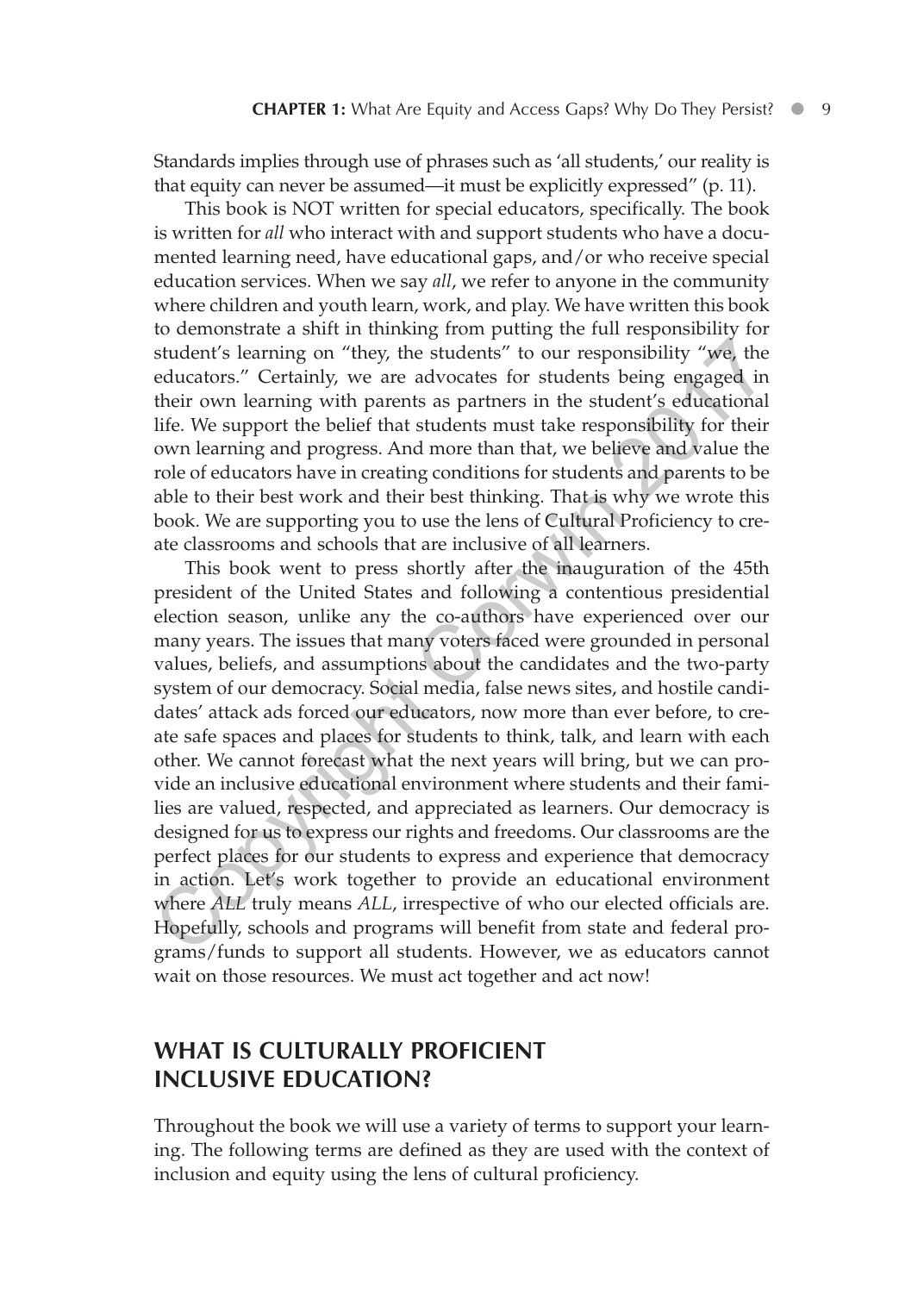Standards implies through use of phrases such as 'all students,' our reality is that equity can never be assumed—it must be explicitly expressed" (p. 11).

This book is NOT written for special educators, specifically. The book is written for *all* who interact with and support students who have a documented learning need, have educational gaps, and/or who receive special education services. When we say *all*, we refer to anyone in the community where children and youth learn, work, and play. We have written this book to demonstrate a shift in thinking from putting the full responsibility for student's learning on "they, the students" to our responsibility "we, the educators." Certainly, we are advocates for students being engaged in their own learning with parents as partners in the student's educational life. We support the belief that students must take responsibility for their own learning and progress. And more than that, we believe and value the role of educators have in creating conditions for students and parents to be able to their best work and their best thinking. That is why we wrote this book. We are supporting you to use the lens of Cultural Proficiency to create classrooms and schools that are inclusive of all learners.

This book went to press shortly after the inauguration of the 45th president of the United States and following a contentious presidential election season, unlike any the co-authors have experienced over our many years. The issues that many voters faced were grounded in personal values, beliefs, and assumptions about the candidates and the two-party system of our democracy. Social media, false news sites, and hostile candidates' attack ads forced our educators, now more than ever before, to create safe spaces and places for students to think, talk, and learn with each other. We cannot forecast what the next years will bring, but we can provide an inclusive educational environment where students and their families are valued, respected, and appreciated as learners. Our democracy is designed for us to express our rights and freedoms. Our classrooms are the perfect places for our students to express and experience that democracy in action. Let's work together to provide an educational environment where *ALL* truly means *ALL*, irrespective of who our elected officials are. Hopefully, schools and programs will benefit from state and federal programs/funds to support all students. However, we as educators cannot wait on those resources. We must act together and act now!

## WHAT IS CULTURALLY PROFICIENT INCLUSIVE EDUCATION?

Throughout the book we will use a variety of terms to support your learning. The following terms are defined as they are used with the context of inclusion and equity using the lens of cultural proficiency.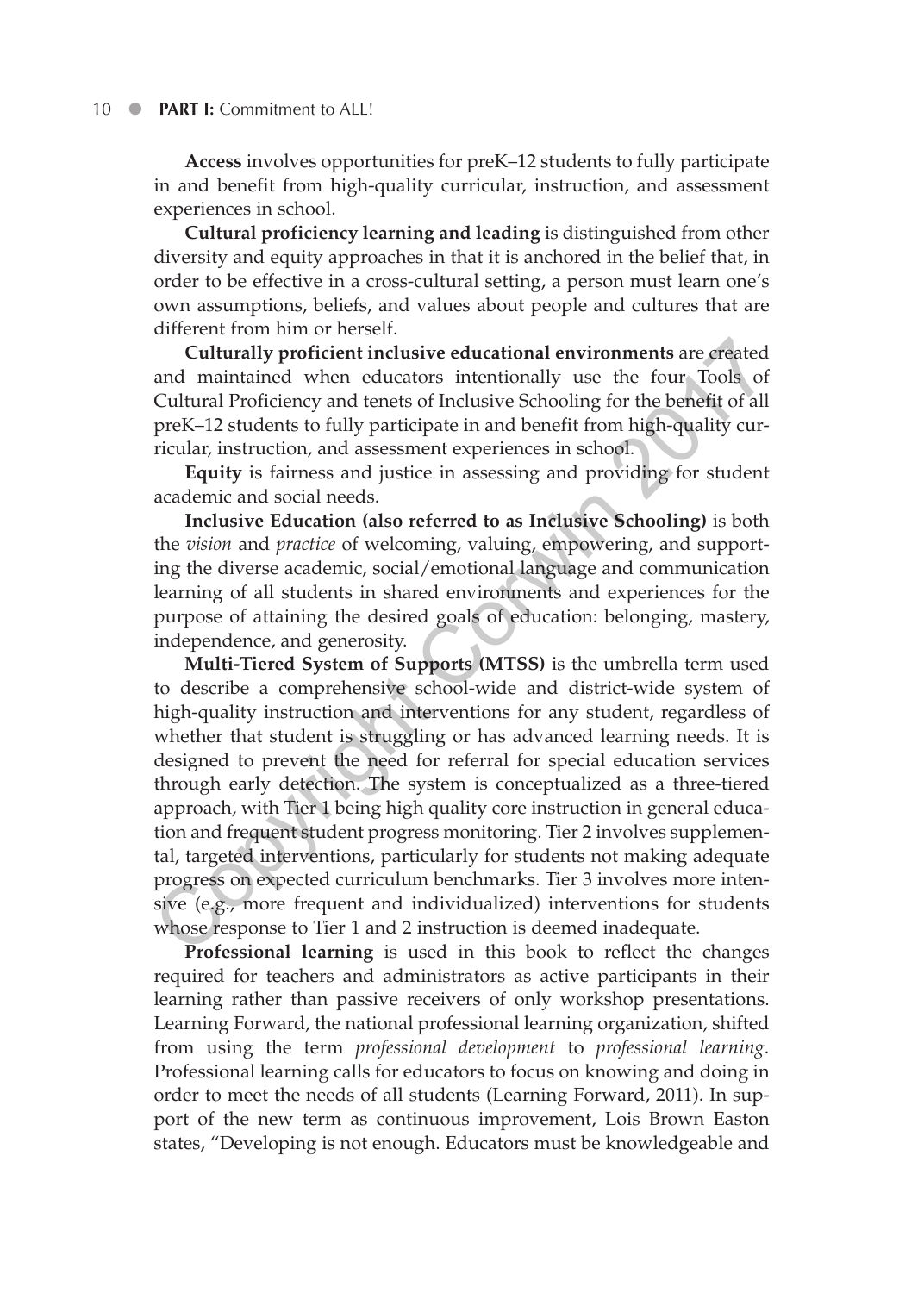**Access** involves opportunities for preK–12 students to fully participate in and benefit from high-quality curricular, instruction, and assessment experiences in school.

**Cultural proficiency learning and leading** is distinguished from other diversity and equity approaches in that it is anchored in the belief that, in order to be effective in a cross-cultural setting, a person must learn one's own assumptions, beliefs, and values about people and cultures that are different from him or herself.

**Culturally proficient inclusive educational environments** are created and maintained when educators intentionally use the four Tools of Cultural Proficiency and tenets of Inclusive Schooling for the benefit of all preK–12 students to fully participate in and benefit from high-quality curricular, instruction, and assessment experiences in school.

**Equity** is fairness and justice in assessing and providing for student academic and social needs.

**Inclusive Education (also referred to as Inclusive Schooling)** is both the *vision* and *practice* of welcoming, valuing, empowering, and supporting the diverse academic, social/emotional language and communication learning of all students in shared environments and experiences for the purpose of attaining the desired goals of education: belonging, mastery, independence, and generosity.

**Multi-Tiered System of Supports (MTSS)** is the umbrella term used to describe a comprehensive school-wide and district-wide system of high-quality instruction and interventions for any student, regardless of whether that student is struggling or has advanced learning needs. It is designed to prevent the need for referral for special education services through early detection. The system is conceptualized as a three-tiered approach, with Tier 1 being high quality core instruction in general education and frequent student progress monitoring. Tier 2 involves supplemental, targeted interventions, particularly for students not making adequate progress on expected curriculum benchmarks. Tier 3 involves more intensive (e.g., more frequent and individualized) interventions for students whose response to Tier 1 and 2 instruction is deemed inadequate.

**Professional learning** is used in this book to reflect the changes required for teachers and administrators as active participants in their learning rather than passive receivers of only workshop presentations. Learning Forward, the national professional learning organization, shifted from using the term *professional development* to *professional learning*. Professional learning calls for educators to focus on knowing and doing in order to meet the needs of all students (Learning Forward, 2011). In support of the new term as continuous improvement, Lois Brown Easton states, "Developing is not enough. Educators must be knowledgeable and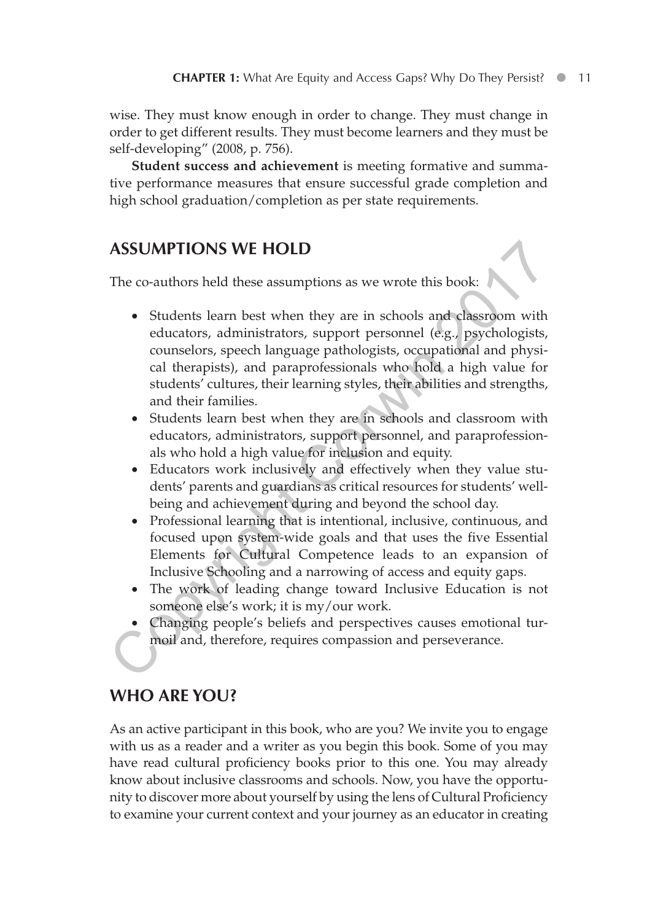wise. They must know enough in order to change. They must change in order to get different results. They must become learners and they must be self-developing" (2008, p. 756).

**Student success and achievement** is meeting formative and summative performance measures that ensure successful grade completion and high school graduation/completion as per state requirements.

## ASSUMPTIONS WE HOLD

The co-authors held these assumptions as we wrote this book:

- Students learn best when they are in schools and classroom with educators, administrators, support personnel (e.g., psychologists, counselors, speech language pathologists, occupational and physical therapists), and paraprofessionals who hold a high value for students' cultures, their learning styles, their abilities and strengths, and their families.
- Students learn best when they are in schools and classroom with educators, administrators, support personnel, and paraprofessionals who hold a high value for inclusion and equity.
- Educators work inclusively and effectively when they value students' parents and guardians as critical resources for students' well-being and achievement during and beyond the school day.
- Professional learning that is intentional, inclusive, continuous, and focused upon system-wide goals and that uses the five Essential Elements for Cultural Competence leads to an expansion of Inclusive Schooling and a narrowing of access and equity gaps.
- The work of leading change toward Inclusive Education is not someone else's work; it is my/our work.
- Changing people's beliefs and perspectives causes emotional turmoil and, therefore, requires compassion and perseverance.

## WHO ARE YOU?

As an active participant in this book, who are you? We invite you to engage with us as a reader and a writer as you begin this book. Some of you may have read cultural proficiency books prior to this one. You may already know about inclusive classrooms and schools. Now, you have the opportunity to discover more about yourself by using the lens of Cultural Proficiency to examine your current context and your journey as an educator in creating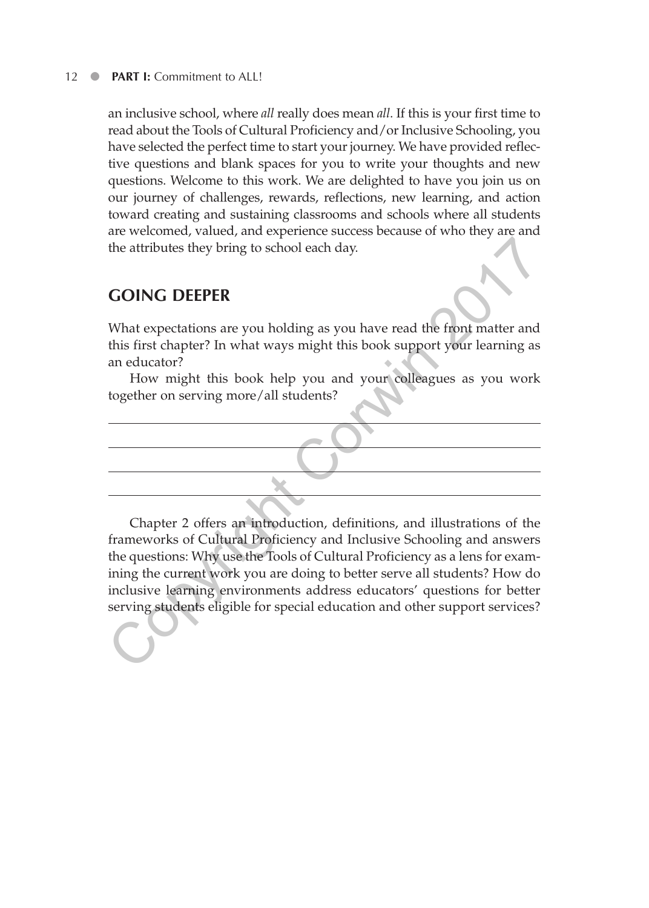an inclusive school, where *all* really does mean *all*. If this is your first time to read about the Tools of Cultural Proficiency and/or Inclusive Schooling, you have selected the perfect time to start your journey. We have provided reflective questions and blank spaces for you to write your thoughts and new questions. Welcome to this work. We are delighted to have you join us on our journey of challenges, rewards, reflections, new learning, and action toward creating and sustaining classrooms and schools where all students are welcomed, valued, and experience success because of who they are and the attributes they bring to school each day.

## GOING DEEPER

What expectations are you holding as you have read the front matter and this first chapter? In what ways might this book support your learning as an educator?

How might this book help you and your colleagues as you work together on serving more/all students?

Chapter 2 offers an introduction, definitions, and illustrations of the frameworks of Cultural Proficiency and Inclusive Schooling and answers the questions: Why use the Tools of Cultural Proficiency as a lens for examining the current work you are doing to better serve all students? How do inclusive learning environments address educators' questions for better serving students eligible for special education and other support services?